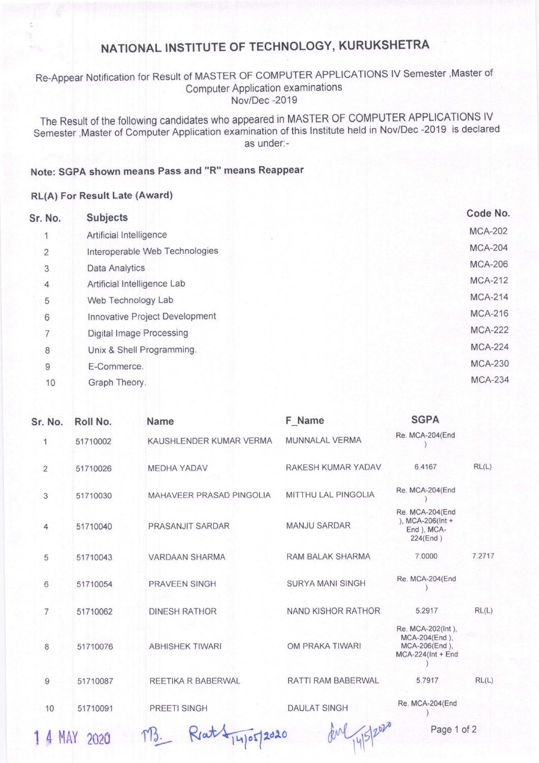# NATIONAL INSTITUTE OF TECHNOLOGY, KURUKSHETRA

Re-Appear Notification for Result of MASTER OF COMPUTER APPLICATIONS IV Semester ,Master of Computer Application examinations
Nov/Dec -2019

The Result of the following candidates who appeared in MASTER OF COMPUTER APPLICATIONS IV Semester ,Master of Computer Application examination of this Institute held in Nov/Dec -2019 is declared as under:-

**Note: SGPA shown means Pass and "R" means Reappear**

**RL(A) For Result Late (Award)**

| Sr. No. | Subjects | Code No. |
|---|---|---|
| 1 | Artificial Intelligence | MCA-202 |
| 2 | Interoperable Web Technologies | MCA-204 |
| 3 | Data Analytics | MCA-206 |
| 4 | Artificial Intelligence Lab | MCA-212 |
| 5 | Web Technology Lab | MCA-214 |
| 6 | Innovative Project Development | MCA-216 |
| 7 | Digital Image Processing | MCA-222 |
| 8 | Unix & Shell Programming. | MCA-224 |
| 9 | E-Commerce. | MCA-230 |
| 10 | Graph Theory. | MCA-234 |

| Sr. No. | Roll No. | Name | F_Name | SGPA | |
|---|---|---|---|---|---|
| 1 | 51710002 | KAUSHLENDER KUMAR VERMA | MUNNALAL VERMA | Re. MCA-204(End ) | |
| 2 | 51710026 | MEDHA YADAV | RAKESH KUMAR YADAV | 6.4167 | RL(L) |
| 3 | 51710030 | MAHAVEER PRASAD PINGOLIA | MITTHU LAL PINGOLIA | Re. MCA-204(End ) | |
| 4 | 51710040 | PRASANJIT SARDAR | MANJU SARDAR | Re. MCA-204(End ), MCA-206(Int + End ), MCA-224(End ) | |
| 5 | 51710043 | VARDAAN SHARMA | RAM BALAK SHARMA | 7.0000 | 7.2717 |
| 6 | 51710054 | PRAVEEN SINGH | SURYA MANI SINGH | Re. MCA-204(End ) | |
| 7 | 51710062 | DINESH RATHOR | NAND KISHOR RATHOR | 5.2917 | RL(L) |
| 8 | 51710076 | ABHISHEK TIWARI | OM PRAKA TIWARI | Re. MCA-202(Int ), MCA-204(End ), MCA-206(End ), MCA-224(Int + End ) | |
| 9 | 51710087 | REETIKA R BABERWAL | RATTI RAM BABERWAL | 5.7917 | RL(L) |
| 10 | 51710091 | PREETI SINGH | DAULAT SINGH | Re. MCA-204(End ) | |

14 MAY 2020 &nbsp;&nbsp; TB. &nbsp;&nbsp; Rat 14/05/2020 &nbsp;&nbsp; 14/5/2020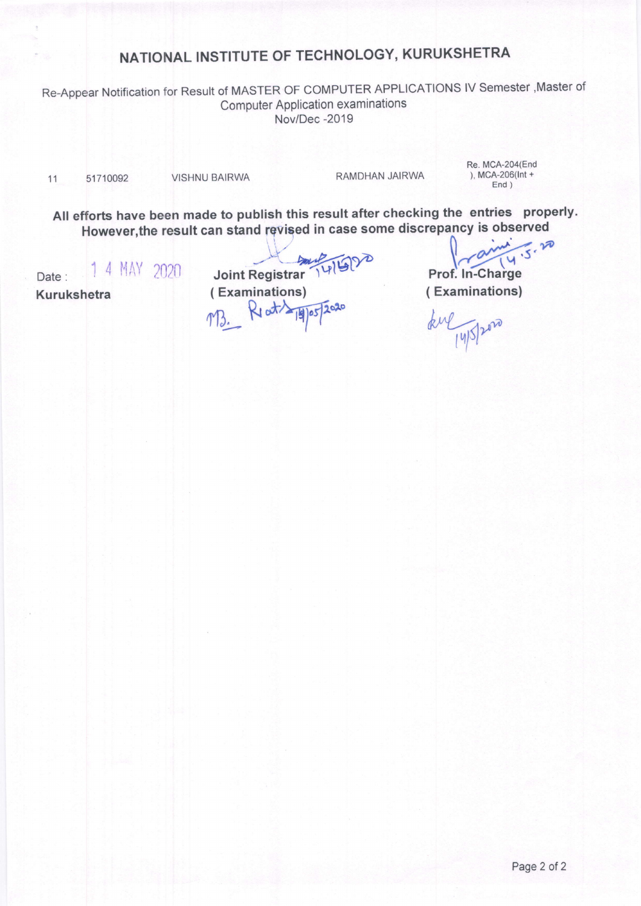# NATIONAL INSTITUTE OF TECHNOLOGY, KURUKSHETRA

Re-Appear Notification for Result of MASTER OF COMPUTER APPLICATIONS IV Semester ,Master of Computer Application examinations
Nov/Dec -2019

| | | | | |
|---|---|---|---|---|
| 11 | 51710092 | VISHNU BAIRWA | RAMDHAN JAIRWA | Re. MCA-204(End ), MCA-206(Int + End ) |

**All efforts have been made to publish this result after checking the entries properly. However,the result can stand revised in case some discrepancy is observed**

Date : 14 MAY 2020
**Kurukshetra**

**Joint Registrar**
**( Examinations)**

**Prof. In-Charge**
**( Examinations)**